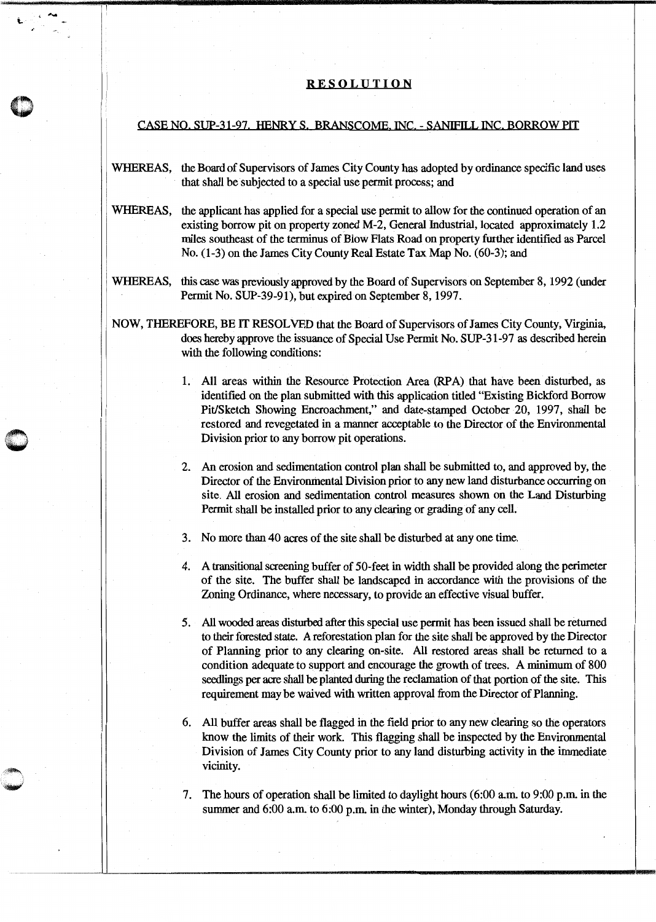# RESOLUTION

## CASE NO. SUP-31-97. HENRY S. BRANSCOME, INC. - SANIFILL INC. BORROW PIT

WHEREAS, the Board of Supervisors of James City County has adopted by ordinance specific land uses that shall be subjected to a special use permit process; and

WHEREAS, the applicant has applied for a special use permit to allow for the continued operation of an existing borrow pit on property zoned M-2, General Industrial, located approximately 1.2 miles southeast of the terminus of Blow Flats Road on property further identified as Parcel No. (1-3) on the James City County Real Estate Tax Map No. (60-3); and

WHEREAS, this case was previously approved by the Board of Supervisors on September 8, 1992 (under Permit No. SUP-39-91), but expired on September 8, 1997.

NOW, THEREFORE, BE IT RESOLVED that the Board of Supervisors of James City County, Virginia, does hereby approve the issuance of Special Use Permit No. SUP-31-97 as described herein with the following conditions:

1. All areas within the Resource Protection Area (RPA) that have been disturbed, as identified on the plan submitted with this application titled "Existing Bickford Borrow Pit/Sketch Showing Encroachment," and date-stamped October 20, 1997, shall be restored and revegetated in a manner acceptable to the Director of the Environmental Division prior to any borrow pit operations.

2. An erosion and sedimentation control plan shall be submitted to, and approved by, the Director of the Environmental Division prior to any new land disturbance occurring on site. All erosion and sedimentation control measures shown on the Land Disturbing Permit shall be installed prior to any clearing or grading of any cell.

3. No more than 40 acres of the site shall be disturbed at any one time.

4. A transitional screening buffer of 50-feet in width shall be provided along the perimeter of the site. The buffer shall be landscaped in accordance with the provisions of the Zoning Ordinance, where necessary, to provide an effective visual buffer.

5. All wooded areas disturbed after this special use permit has been issued shall be returned to their forested state. A reforestation plan for the site shall be approved by the Director of Planning prior to any clearing on-site. All restored areas shall be returned to a condition adequate to support and encourage the growth of trees. A minimum of 800 seedlings per acre shall be planted during the reclamation of that portion of the site. This requirement may be waived with written approval from the Director of Planning.

6. All buffer areas shall be flagged in the field prior to any new clearing so the operators know the limits of their work. This flagging shall be inspected by the Environmental Division of James City County prior to any land disturbing activity in the immediate vicinity.

7. The hours of operation shall be limited to daylight hours (6:00 a.m. to 9:00 p.m. in the summer and 6:00 a.m. to 6:00 p.m. in the winter), Monday through Saturday.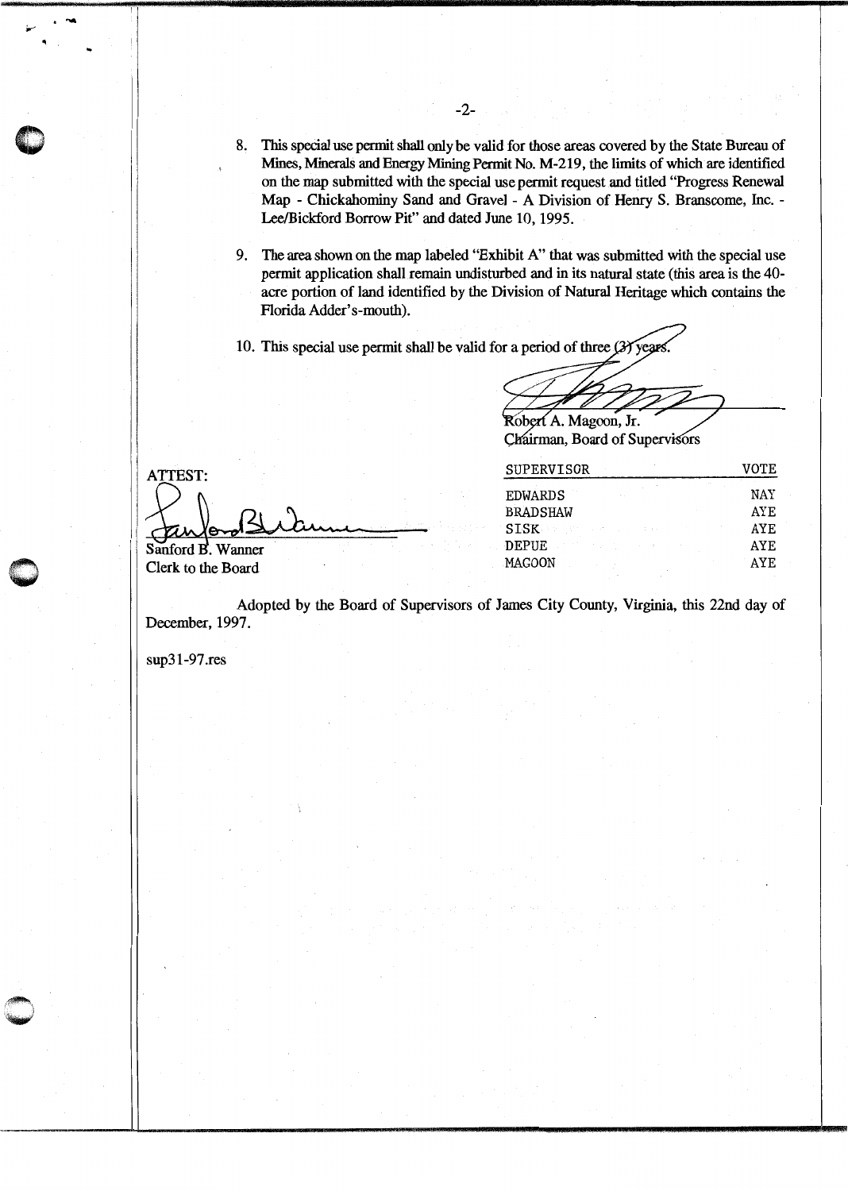8. This special use permit shall only be valid for those areas covered by the State Bureau of Mines, Minerals and Energy Mining Permit No. M-219, the limits of which are identified on the map submitted with the special use permit request and titled "Progress Renewal Map - Chickahominy Sand and Gravel - A Division of Henry S. Branscome, Inc. - Lee/Bickford Borrow Pit" and dated June 10, 1995.

9. The area shown on the map labeled "Exhibit A" that was submitted with the special use permit application shall remain undisturbed and in its natural state (this area is the 40-acre portion of land identified by the Division of Natural Heritage which contains the Florida Adder's-mouth).

10. This special use permit shall be valid for a period of three (3) years.

Robert A. Magoon, Jr.
Chairman, Board of Supervisors

ATTEST:

Sanford B. Wanner
Clerk to the Board

| SUPERVISOR | VOTE |
|---|---|
| EDWARDS | NAY |
| BRADSHAW | AYE |
| SISK | AYE |
| DEPUE | AYE |
| MAGOON | AYE |

Adopted by the Board of Supervisors of James City County, Virginia, this 22nd day of December, 1997.

sup31-97.res